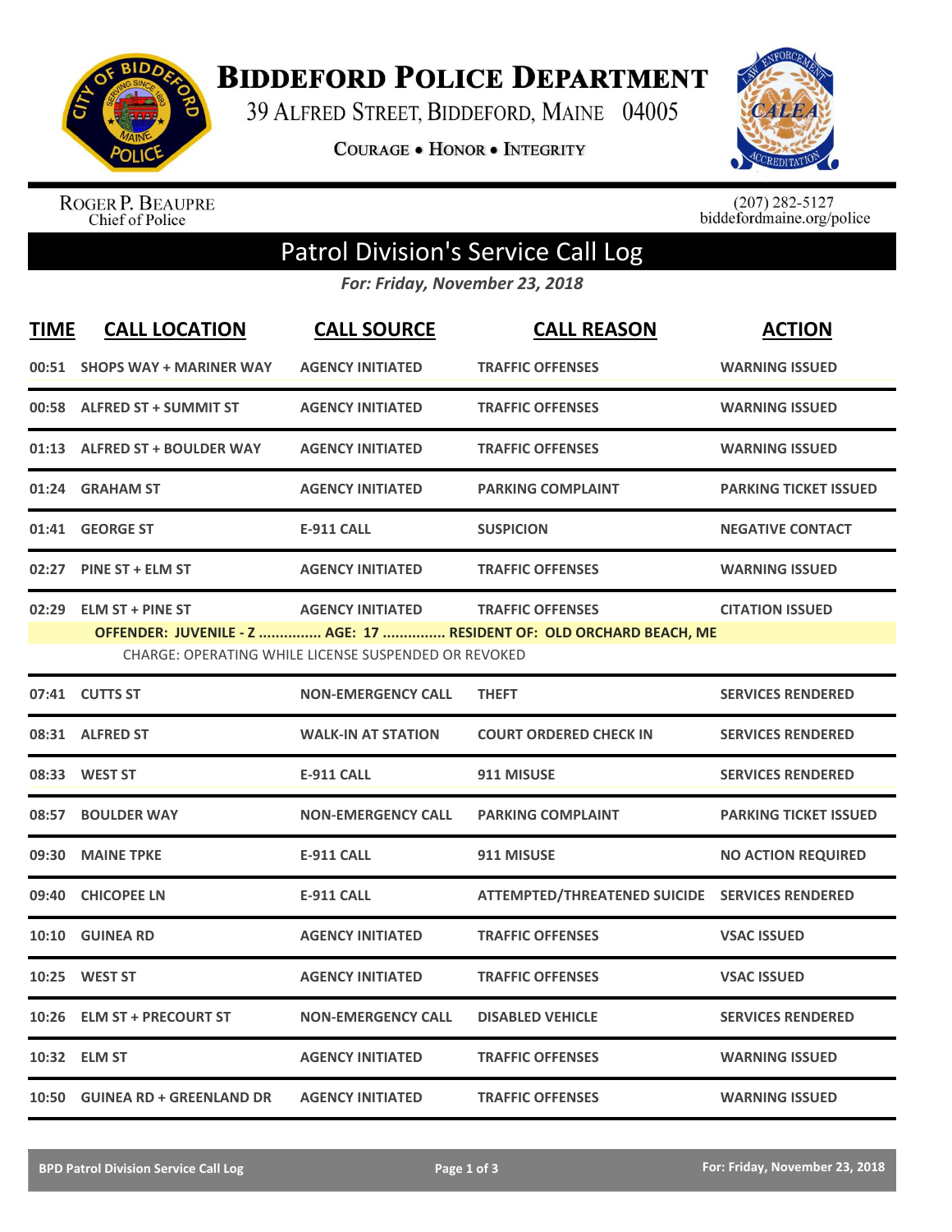# BIDDEFORD POLICE DEPARTMENT

39 ALFRED STREET, BIDDEFORD, MAINE 04005

COURAGE • HONOR • INTEGRITY

ROGER P. BEAUPRE
Chief of Police

(207) 282-5127
biddefordmaine.org/police

## Patrol Division's Service Call Log

*For: Friday, November 23, 2018*

| TIME | CALL LOCATION | CALL SOURCE | CALL REASON | ACTION |
|---|---|---|---|---|
| 00:51 | SHOPS WAY + MARINER WAY | AGENCY INITIATED | TRAFFIC OFFENSES | WARNING ISSUED |
| 00:58 | ALFRED ST + SUMMIT ST | AGENCY INITIATED | TRAFFIC OFFENSES | WARNING ISSUED |
| 01:13 | ALFRED ST + BOULDER WAY | AGENCY INITIATED | TRAFFIC OFFENSES | WARNING ISSUED |
| 01:24 | GRAHAM ST | AGENCY INITIATED | PARKING COMPLAINT | PARKING TICKET ISSUED |
| 01:41 | GEORGE ST | E-911 CALL | SUSPICION | NEGATIVE CONTACT |
| 02:27 | PINE ST + ELM ST | AGENCY INITIATED | TRAFFIC OFFENSES | WARNING ISSUED |
| 02:29 | ELM ST + PINE ST | AGENCY INITIATED | TRAFFIC OFFENSES | CITATION ISSUED |
| | **OFFENDER: JUVENILE - Z ............... AGE: 17 ............... RESIDENT OF: OLD ORCHARD BEACH, ME** | | | |
| | CHARGE: OPERATING WHILE LICENSE SUSPENDED OR REVOKED | | | |
| 07:41 | CUTTS ST | NON-EMERGENCY CALL | THEFT | SERVICES RENDERED |
| 08:31 | ALFRED ST | WALK-IN AT STATION | COURT ORDERED CHECK IN | SERVICES RENDERED |
| 08:33 | WEST ST | E-911 CALL | 911 MISUSE | SERVICES RENDERED |
| 08:57 | BOULDER WAY | NON-EMERGENCY CALL | PARKING COMPLAINT | PARKING TICKET ISSUED |
| 09:30 | MAINE TPKE | E-911 CALL | 911 MISUSE | NO ACTION REQUIRED |
| 09:40 | CHICOPEE LN | E-911 CALL | ATTEMPTED/THREATENED SUICIDE | SERVICES RENDERED |
| 10:10 | GUINEA RD | AGENCY INITIATED | TRAFFIC OFFENSES | VSAC ISSUED |
| 10:25 | WEST ST | AGENCY INITIATED | TRAFFIC OFFENSES | VSAC ISSUED |
| 10:26 | ELM ST + PRECOURT ST | NON-EMERGENCY CALL | DISABLED VEHICLE | SERVICES RENDERED |
| 10:32 | ELM ST | AGENCY INITIATED | TRAFFIC OFFENSES | WARNING ISSUED |
| 10:50 | GUINEA RD + GREENLAND DR | AGENCY INITIATED | TRAFFIC OFFENSES | WARNING ISSUED |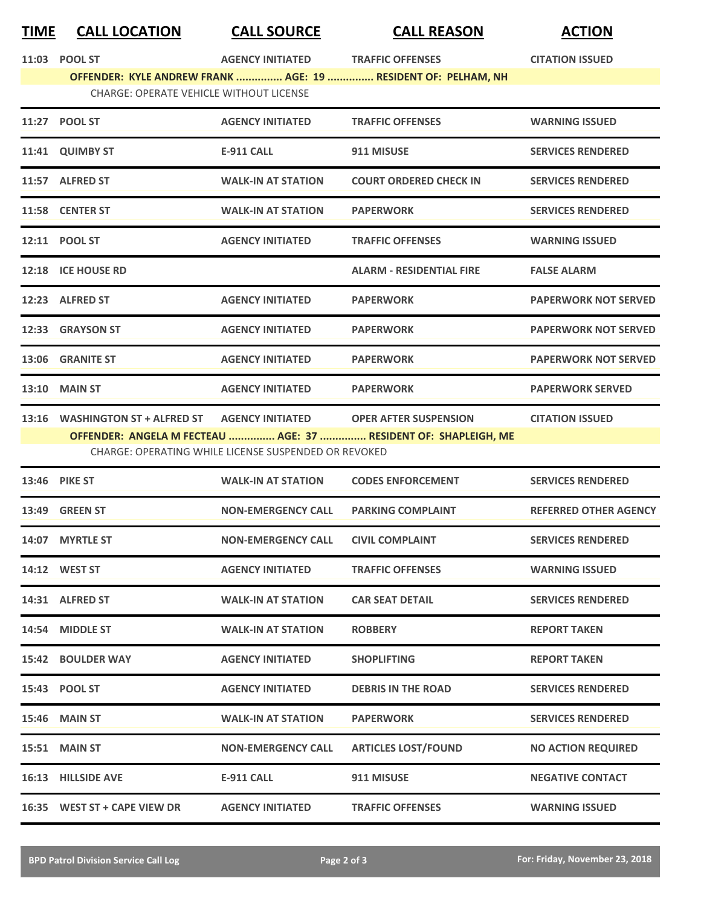| TIME | CALL LOCATION | CALL SOURCE | CALL REASON | ACTION |
|---|---|---|---|---|
| 11:03 | POOL ST | AGENCY INITIATED | TRAFFIC OFFENSES | CITATION ISSUED |
| | **OFFENDER: KYLE ANDREW FRANK ............... AGE: 19 ............... RESIDENT OF: PELHAM, NH** | | | |
| | CHARGE: OPERATE VEHICLE WITHOUT LICENSE | | | |
| 11:27 | POOL ST | AGENCY INITIATED | TRAFFIC OFFENSES | WARNING ISSUED |
| 11:41 | QUIMBY ST | E-911 CALL | 911 MISUSE | SERVICES RENDERED |
| 11:57 | ALFRED ST | WALK-IN AT STATION | COURT ORDERED CHECK IN | SERVICES RENDERED |
| 11:58 | CENTER ST | WALK-IN AT STATION | PAPERWORK | SERVICES RENDERED |
| 12:11 | POOL ST | AGENCY INITIATED | TRAFFIC OFFENSES | WARNING ISSUED |
| 12:18 | ICE HOUSE RD | | ALARM - RESIDENTIAL FIRE | FALSE ALARM |
| 12:23 | ALFRED ST | AGENCY INITIATED | PAPERWORK | PAPERWORK NOT SERVED |
| 12:33 | GRAYSON ST | AGENCY INITIATED | PAPERWORK | PAPERWORK NOT SERVED |
| 13:06 | GRANITE ST | AGENCY INITIATED | PAPERWORK | PAPERWORK NOT SERVED |
| 13:10 | MAIN ST | AGENCY INITIATED | PAPERWORK | PAPERWORK SERVED |
| 13:16 | WASHINGTON ST + ALFRED ST | AGENCY INITIATED | OPER AFTER SUSPENSION | CITATION ISSUED |
| | **OFFENDER: ANGELA M FECTEAU ............... AGE: 37 ............... RESIDENT OF: SHAPLEIGH, ME** | | | |
| | CHARGE: OPERATING WHILE LICENSE SUSPENDED OR REVOKED | | | |
| 13:46 | PIKE ST | WALK-IN AT STATION | CODES ENFORCEMENT | SERVICES RENDERED |
| 13:49 | GREEN ST | NON-EMERGENCY CALL | PARKING COMPLAINT | REFERRED OTHER AGENCY |
| 14:07 | MYRTLE ST | NON-EMERGENCY CALL | CIVIL COMPLAINT | SERVICES RENDERED |
| 14:12 | WEST ST | AGENCY INITIATED | TRAFFIC OFFENSES | WARNING ISSUED |
| 14:31 | ALFRED ST | WALK-IN AT STATION | CAR SEAT DETAIL | SERVICES RENDERED |
| 14:54 | MIDDLE ST | WALK-IN AT STATION | ROBBERY | REPORT TAKEN |
| 15:42 | BOULDER WAY | AGENCY INITIATED | SHOPLIFTING | REPORT TAKEN |
| 15:43 | POOL ST | AGENCY INITIATED | DEBRIS IN THE ROAD | SERVICES RENDERED |
| 15:46 | MAIN ST | WALK-IN AT STATION | PAPERWORK | SERVICES RENDERED |
| 15:51 | MAIN ST | NON-EMERGENCY CALL | ARTICLES LOST/FOUND | NO ACTION REQUIRED |
| 16:13 | HILLSIDE AVE | E-911 CALL | 911 MISUSE | NEGATIVE CONTACT |
| 16:35 | WEST ST + CAPE VIEW DR | AGENCY INITIATED | TRAFFIC OFFENSES | WARNING ISSUED |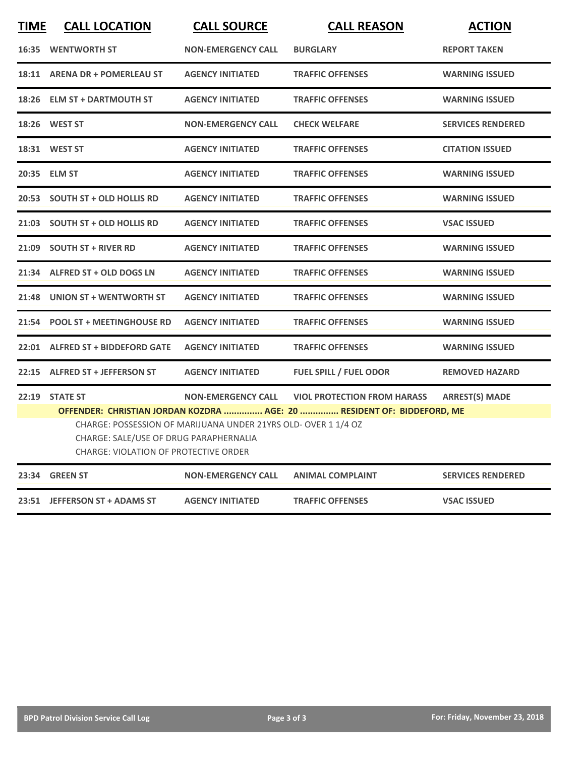| TIME | CALL LOCATION | CALL SOURCE | CALL REASON | ACTION |
|---|---|---|---|---|
| 16:35 | WENTWORTH ST | NON-EMERGENCY CALL | BURGLARY | REPORT TAKEN |
| 18:11 | ARENA DR + POMERLEAU ST | AGENCY INITIATED | TRAFFIC OFFENSES | WARNING ISSUED |
| 18:26 | ELM ST + DARTMOUTH ST | AGENCY INITIATED | TRAFFIC OFFENSES | WARNING ISSUED |
| 18:26 | WEST ST | NON-EMERGENCY CALL | CHECK WELFARE | SERVICES RENDERED |
| 18:31 | WEST ST | AGENCY INITIATED | TRAFFIC OFFENSES | CITATION ISSUED |
| 20:35 | ELM ST | AGENCY INITIATED | TRAFFIC OFFENSES | WARNING ISSUED |
| 20:53 | SOUTH ST + OLD HOLLIS RD | AGENCY INITIATED | TRAFFIC OFFENSES | WARNING ISSUED |
| 21:03 | SOUTH ST + OLD HOLLIS RD | AGENCY INITIATED | TRAFFIC OFFENSES | VSAC ISSUED |
| 21:09 | SOUTH ST + RIVER RD | AGENCY INITIATED | TRAFFIC OFFENSES | WARNING ISSUED |
| 21:34 | ALFRED ST + OLD DOGS LN | AGENCY INITIATED | TRAFFIC OFFENSES | WARNING ISSUED |
| 21:48 | UNION ST + WENTWORTH ST | AGENCY INITIATED | TRAFFIC OFFENSES | WARNING ISSUED |
| 21:54 | POOL ST + MEETINGHOUSE RD | AGENCY INITIATED | TRAFFIC OFFENSES | WARNING ISSUED |
| 22:01 | ALFRED ST + BIDDEFORD GATE | AGENCY INITIATED | TRAFFIC OFFENSES | WARNING ISSUED |
| 22:15 | ALFRED ST + JEFFERSON ST | AGENCY INITIATED | FUEL SPILL / FUEL ODOR | REMOVED HAZARD |
| 22:19 | STATE ST | NON-EMERGENCY CALL | VIOL PROTECTION FROM HARASS | ARREST(S) MADE |

**OFFENDER: CHRISTIAN JORDAN KOZDRA ............... AGE: 20 ............... RESIDENT OF: BIDDEFORD, ME**

CHARGE: POSSESSION OF MARIJUANA UNDER 21YRS OLD- OVER 1 1/4 OZ
CHARGE: SALE/USE OF DRUG PARAPHERNALIA
CHARGE: VIOLATION OF PROTECTIVE ORDER

| TIME | CALL LOCATION | CALL SOURCE | CALL REASON | ACTION |
|---|---|---|---|---|
| 23:34 | GREEN ST | NON-EMERGENCY CALL | ANIMAL COMPLAINT | SERVICES RENDERED |
| 23:51 | JEFFERSON ST + ADAMS ST | AGENCY INITIATED | TRAFFIC OFFENSES | VSAC ISSUED |